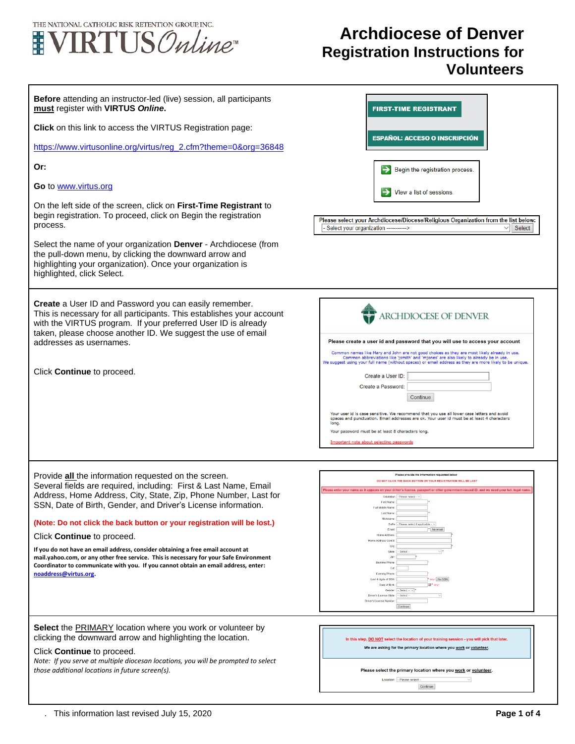# Archdiocese of Denver Registration Instructions for Volunteers

**Before** attending an instructor-led (live) session, all participants **must** register with **VIRTUS *Online*.**

**Click** on this link to access the VIRTUS Registration page:

https://www.virtusonline.org/virtus/reg_2.cfm?theme=0&org=36848

**Or:**

**Go** to www.virtus.org

On the left side of the screen, click on **First-Time Registrant** to begin registration. To proceed, click on Begin the registration process.

Select the name of your organization **Denver** - Archdiocese (from the pull-down menu, by clicking the downward arrow and highlighting your organization). Once your organization is highlighted, click Select.

FIRST-TIME REGISTRANT

ESPAÑOL: ACCESO O INSCRIPCIÓN

Begin the registration process.

View a list of sessions.

Please select your Archdiocese/Diocese/Religious Organization from the list below:

- Select your organization -----------> Select

---

**Create** a User ID and Password you can easily remember. This is necessary for all participants. This establishes your account with the VIRTUS program. If your preferred User ID is already taken, please choose another ID. We suggest the use of email addresses as usernames.

Click **Continue** to proceed.

ARCHDIOCESE OF DENVER

Please create a user id and password that you will use to access your account

Common names like Mary and John are not good choices as they are most likely already in use. Common abbreviations like 'jsmith' and 'mjones' are also likely to already be in use. We suggest using your full name (without spaces) or email address as they are more likely to be unique.

Create a User ID:

Create a Password:

Continue

Your user id is case sensitive. We recommend that you use all lower case letters and avoid spaces and punctuation. Email addresses are ok. Your user id must be at least 4 characters long.

Your password must be at least 8 characters long.

Important note about selecting passwords

---

Provide **all** the information requested on the screen. Several fields are required, including: First & Last Name, Email Address, Home Address, City, State, Zip, Phone Number, Last for SSN, Date of Birth, Gender, and Driver's License information.

**(Note: Do not click the back button or your registration will be lost.)**

Click **Continue** to proceed.

**If you do not have an email address, consider obtaining a free email account at mail.yahoo.com, or any other free service. This is necessary for your Safe Environment Coordinator to communicate with you. If you cannot obtain an email address, enter: noaddress@virtus.org.**

---

**Select** the PRIMARY location where you work or volunteer by clicking the downward arrow and highlighting the location.

Click **Continue** to proceed.

*Note: If you serve at multiple diocesan locations, you will be prompted to select those additional locations in future screen(s).*

In this step, DO NOT select the location of your training session - you will pick that later.

We are asking for the primary location where you work or volunteer.

Please select the primary location where you work or volunteer.

Location: - Please select -

Continue

. This information last revised July 15, 2020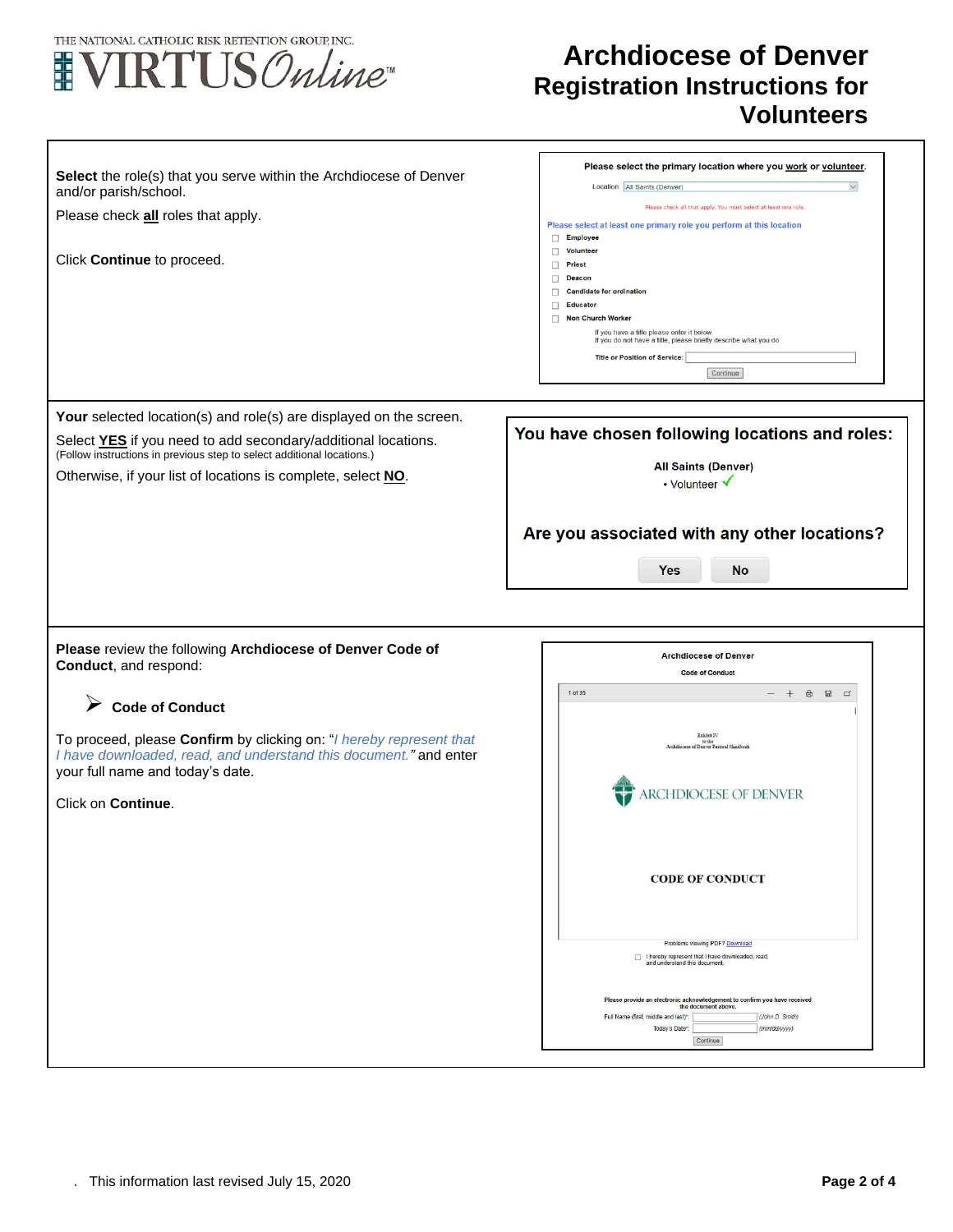# Archdiocese of Denver Registration Instructions for Volunteers

**Select** the role(s) that you serve within the Archdiocese of Denver and/or parish/school.

Please check **all** roles that apply.

Click **Continue** to proceed.

Please select the primary location where you work or volunteer.

Location: All Saints (Denver)

Please check all that apply. You must select at least one role.

Please select at least one primary role you perform at this location

- Employee
- Volunteer
- Priest
- Deacon
- Candidate for ordination
- Educator
- Non Church Worker

If you have a title please enter it below
If you do not have a title, please briefly describe what you do.

Title or Position of Service:

Continue

---

**Your** selected location(s) and role(s) are displayed on the screen.

Select **YES** if you need to add secondary/additional locations.
(Follow instructions in previous step to select additional locations.)

Otherwise, if your list of locations is complete, select **NO**.

**You have chosen following locations and roles:**

**All Saints (Denver)**
• Volunteer ✓

**Are you associated with any other locations?**

Yes  No

---

**Please** review the following **Archdiocese of Denver Code of Conduct**, and respond:

- **Code of Conduct**

To proceed, please **Confirm** by clicking on: "*I hereby represent that I have downloaded, read, and understand this document.*" and enter your full name and today's date.

Click on **Continue**.

Archdiocese of Denver

Code of Conduct

1 of 35

Exhibit IV
to the
Archdiocese of Denver Pastoral Handbook

ARCHDIOCESE OF DENVER

CODE OF CONDUCT

Problems viewing PDF? Download

I hereby represent that I have downloaded, read, and understand this document.

Please provide an electronic acknowledgement to confirm you have received the document above.

Full Name (first, middle and last)*: (John D. Smith)

Today's Date*: (mm/dd/yyyy)

Continue

This information last revised July 15, 2020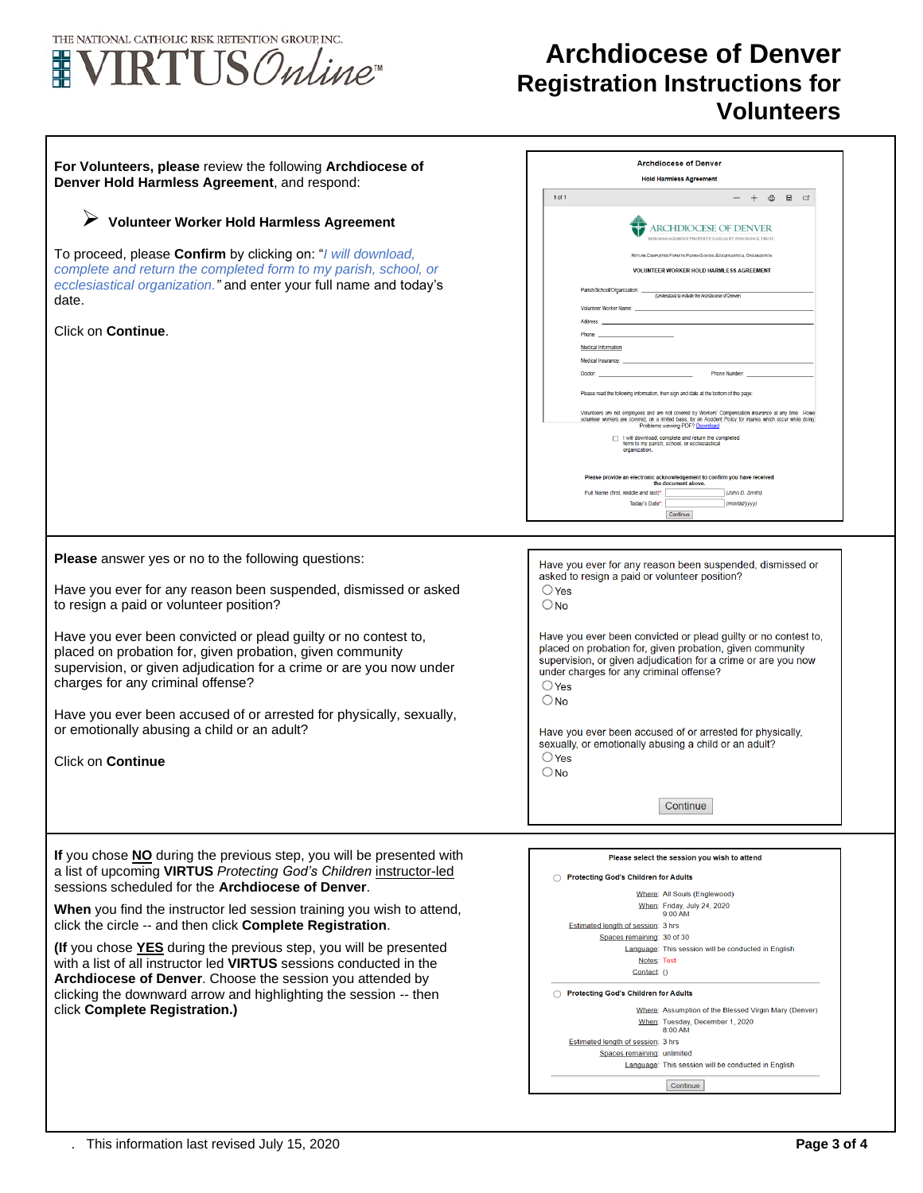# Archdiocese of Denver Registration Instructions for Volunteers

**For Volunteers, please** review the following **Archdiocese of Denver Hold Harmless Agreement**, and respond:

- **Volunteer Worker Hold Harmless Agreement**

To proceed, please **Confirm** by clicking on: "*I will download, complete and return the completed form to my parish, school, or ecclesiastical organization."* and enter your full name and today's date.

Click on **Continue**.

**Archdiocese of Denver**

**Hold Harmless Agreement**

ARCHDIOCESE OF DENVER

RISK MANAGEMENT PROPERTY/CASUALTY INSURANCE TRUST

Return Completed Form to Parish/School/Ecclesiastical Organization

VOLUNTEER WORKER HOLD HARMLESS AGREEMENT

Parish/School/Organization: ______ (Understood to include the Archdiocese of Denver)

Volunteer Worker Name: ______

Address: ______

Phone: ______

Medical Information

Medical Insurance: ______

Doctor: ______ Phone Number: ______

Please read the following information, then sign and date at the bottom of the page

Volunteers are not employees and are not covered by Workers' Compensation insurance at any time. Howe volunteer workers are covered, on a limited basis, by an Accident Policy for injuries which occur while doing

Problems viewing PDF? Download

☐ I will download, complete and return the completed form to my parish, school, or ecclesiastical organization.

**Please provide an electronic acknowledgement to confirm you have received the document above.**

Full Name (first, middle and last)*: ______ (John D. Smith)

Today's Date*: ______ (mm/dd/yyyy)

Continue

---

**Please** answer yes or no to the following questions:

Have you ever for any reason been suspended, dismissed or asked to resign a paid or volunteer position?

Have you ever been convicted or plead guilty or no contest to, placed on probation for, given probation, given community supervision, or given adjudication for a crime or are you now under charges for any criminal offense?

Have you ever been accused of or arrested for physically, sexually, or emotionally abusing a child or an adult?

Click on **Continue**

Have you ever for any reason been suspended, dismissed or asked to resign a paid or volunteer position?
- ○ Yes
- ○ No

Have you ever been convicted or plead guilty or no contest to, placed on probation for, given probation, given community supervision, or given adjudication for a crime or are you now under charges for any criminal offense?
- ○ Yes
- ○ No

Have you ever been accused of or arrested for physically, sexually, or emotionally abusing a child or an adult?
- ○ Yes
- ○ No

Continue

---

**If** you chose **NO** during the previous step, you will be presented with a list of upcoming **VIRTUS** *Protecting God's Children* instructor-led sessions scheduled for the **Archdiocese of Denver**.

**When** you find the instructor led session training you wish to attend, click the circle -- and then click **Complete Registration**.

**(If** you chose **YES** during the previous step, you will be presented with a list of all instructor led **VIRTUS** sessions conducted in the **Archdiocese of Denver**. Choose the session you attended by clicking the downward arrow and highlighting the session -- then click **Complete Registration.)**

**Please select the session you wish to attend**

○ **Protecting God's Children for Adults**

Where: All Souls (Englewood)
When: Friday, July 24, 2020 9:00 AM
Estimated length of session: 3 hrs
Spaces remaining: 30 of 30
Language: This session will be conducted in English
Notes: Test
Contact: ()

○ **Protecting God's Children for Adults**

Where: Assumption of the Blessed Virgin Mary (Denver)
When: Tuesday, December 1, 2020 8:00 AM
Estimated length of session: 3 hrs
Spaces remaining: unlimited
Language: This session will be conducted in English

Continue

This information last revised July 15, 2020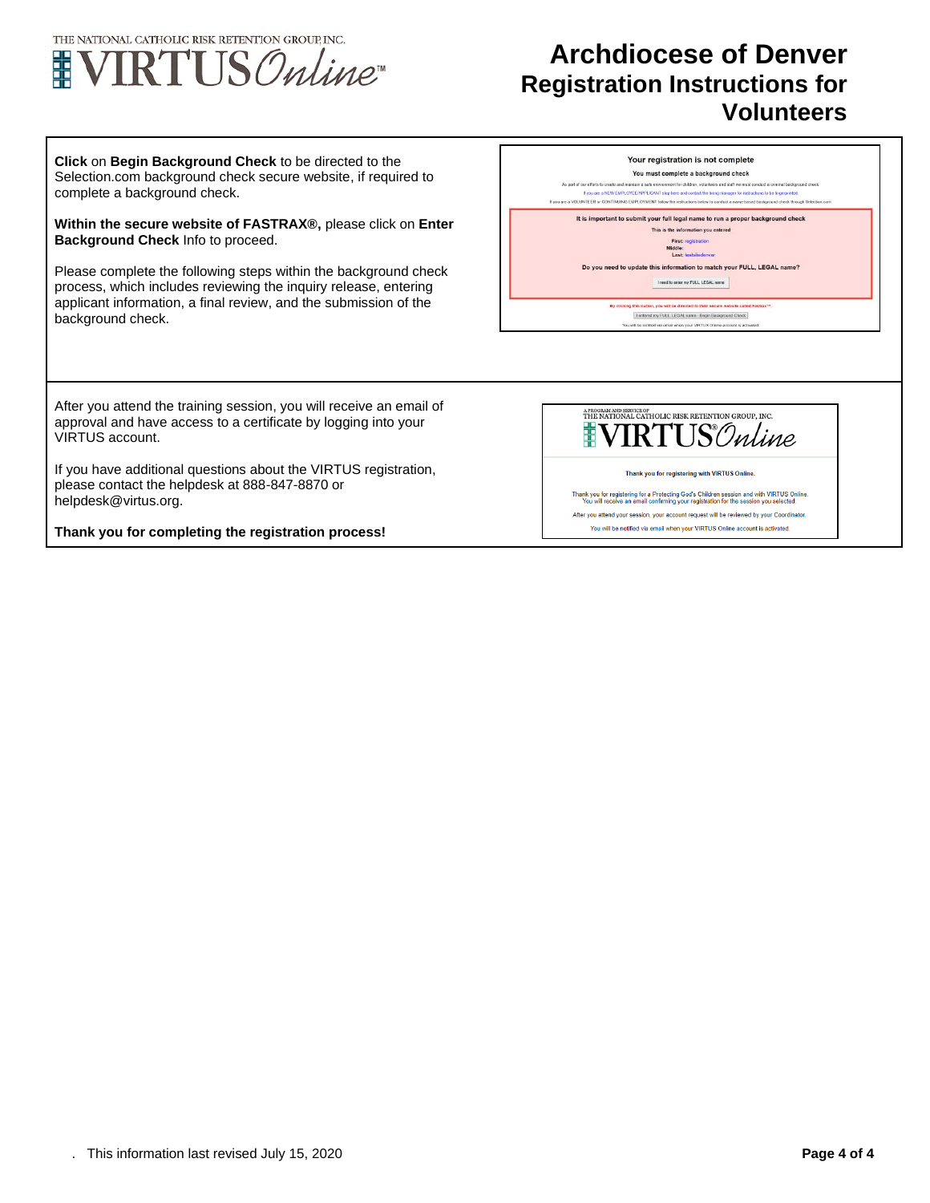# Archdiocese of Denver Registration Instructions for Volunteers

**Click** on **Begin Background Check** to be directed to the Selection.com background check secure website, if required to complete a background check.

**Within the secure website of FASTRAX®,** please click on **Enter Background Check** Info to proceed.

Please complete the following steps within the background check process, which includes reviewing the inquiry release, entering applicant information, a final review, and the submission of the background check.

**Your registration is not complete**

**You must complete a background check**

**It is important to submit your full legal name to run a proper background check**

This is the information you entered

First: registration
Middle:
Last: testvirdenver

**Do you need to update this information to match your FULL, LEGAL name?**

I need to enter my FULL, LEGAL name

I entered my FULL, LEGAL name - Begin Background Check

After you attend the training session, you will receive an email of approval and have access to a certificate by logging into your VIRTUS account.

If you have additional questions about the VIRTUS registration, please contact the helpdesk at 888-847-8870 or helpdesk@virtus.org.

**Thank you for completing the registration process!**

**Thank you for registering with VIRTUS Online.**

Thank you for registering for a Protecting God's Children session and with VIRTUS Online. You will receive an email confirming your registration for the session you selected.

After you attend your session, your account request will be reviewed by your Coordinator.

You will be notified via email when your VIRTUS Online account is activated.

. This information last revised July 15, 2020